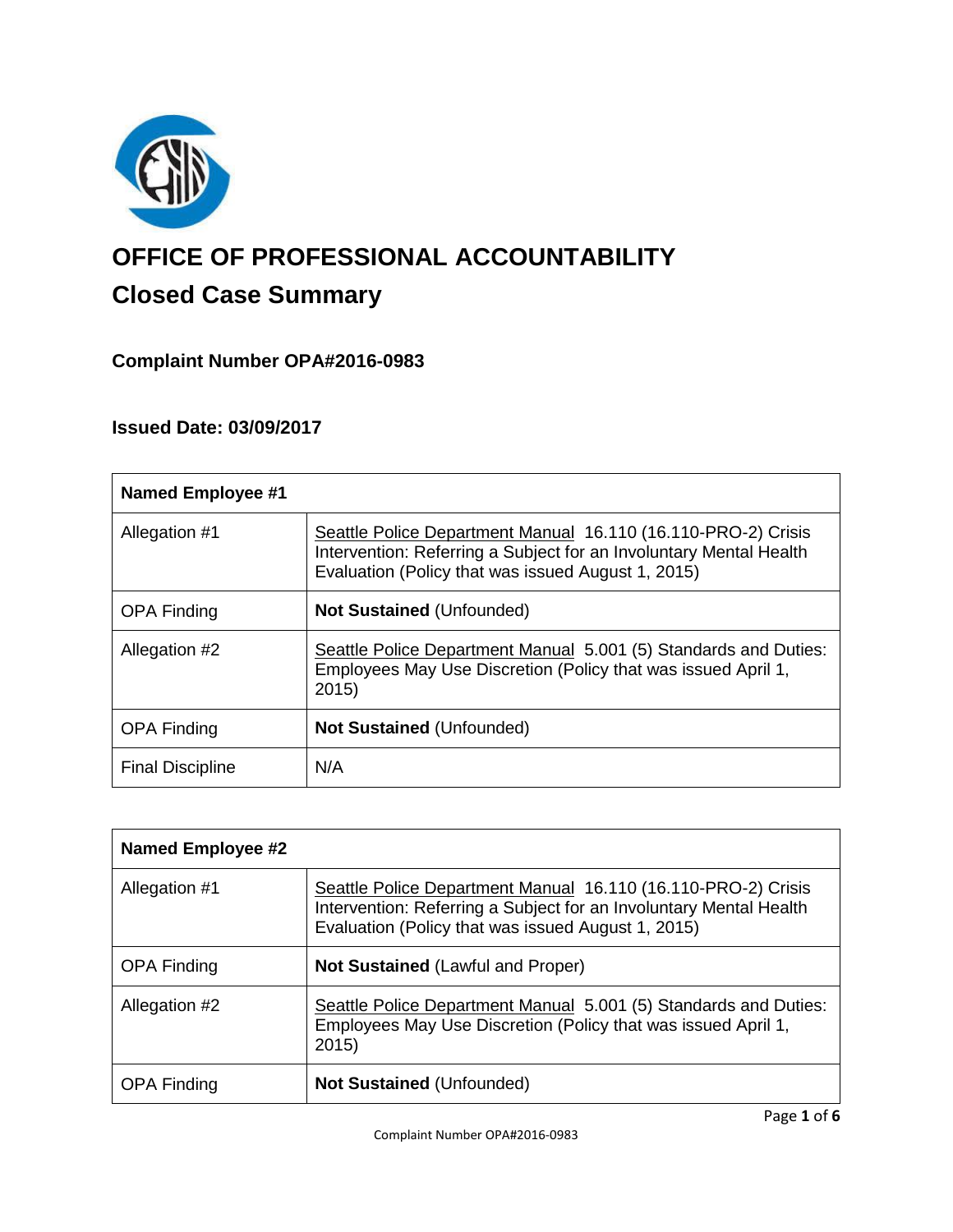# OFFICE OF PROFESSIONAL ACCOUNTABILITY

## Closed Case Summary

### Complaint Number OPA#2016-0983

### Issued Date: 03/09/2017

| **Named Employee #1** | |
|---|---|
| Allegation #1 | Seattle Police Department Manual 16.110 (16.110-PRO-2) Crisis Intervention: Referring a Subject for an Involuntary Mental Health Evaluation (Policy that was issued August 1, 2015) |
| OPA Finding | **Not Sustained** (Unfounded) |
| Allegation #2 | Seattle Police Department Manual 5.001 (5) Standards and Duties: Employees May Use Discretion (Policy that was issued April 1, 2015) |
| OPA Finding | **Not Sustained** (Unfounded) |
| Final Discipline | N/A |

| **Named Employee #2** | |
|---|---|
| Allegation #1 | Seattle Police Department Manual 16.110 (16.110-PRO-2) Crisis Intervention: Referring a Subject for an Involuntary Mental Health Evaluation (Policy that was issued August 1, 2015) |
| OPA Finding | **Not Sustained** (Lawful and Proper) |
| Allegation #2 | Seattle Police Department Manual 5.001 (5) Standards and Duties: Employees May Use Discretion (Policy that was issued April 1, 2015) |
| OPA Finding | **Not Sustained** (Unfounded) |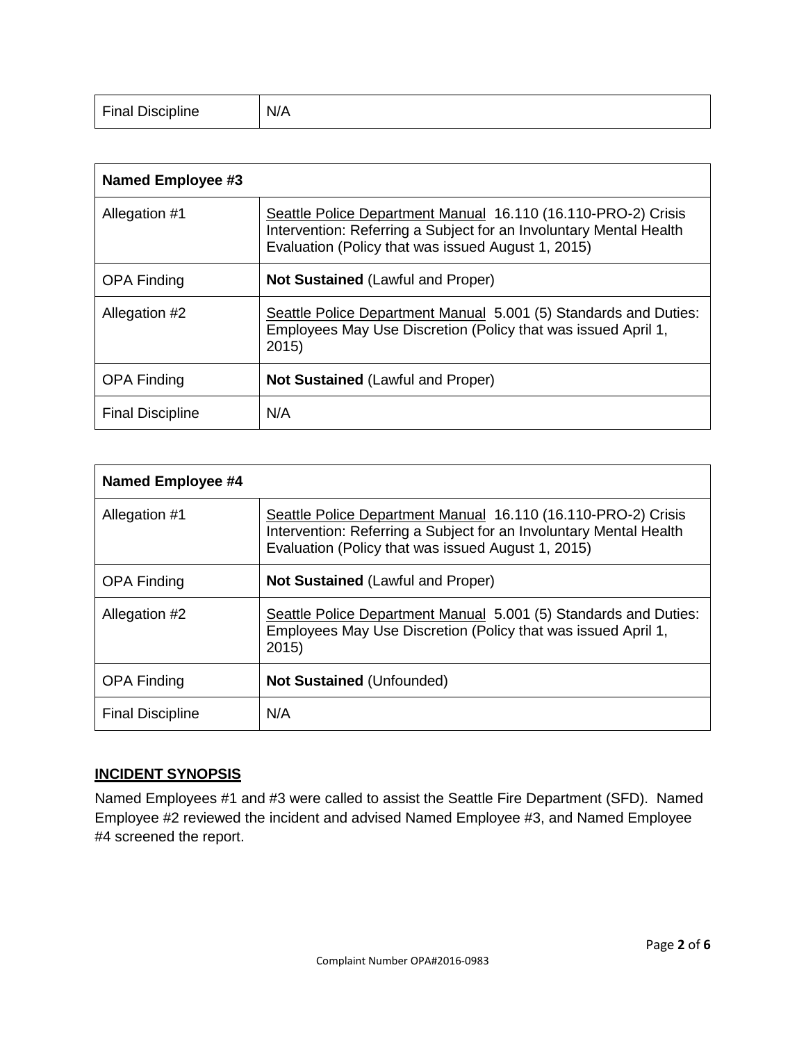| | |
|---|---|
| Final Discipline | N/A |

| Named Employee #3 | |
|---|---|
| Allegation #1 | Seattle Police Department Manual 16.110 (16.110-PRO-2) Crisis Intervention: Referring a Subject for an Involuntary Mental Health Evaluation (Policy that was issued August 1, 2015) |
| OPA Finding | **Not Sustained** (Lawful and Proper) |
| Allegation #2 | Seattle Police Department Manual 5.001 (5) Standards and Duties: Employees May Use Discretion (Policy that was issued April 1, 2015) |
| OPA Finding | **Not Sustained** (Lawful and Proper) |
| Final Discipline | N/A |

| Named Employee #4 | |
|---|---|
| Allegation #1 | Seattle Police Department Manual 16.110 (16.110-PRO-2) Crisis Intervention: Referring a Subject for an Involuntary Mental Health Evaluation (Policy that was issued August 1, 2015) |
| OPA Finding | **Not Sustained** (Lawful and Proper) |
| Allegation #2 | Seattle Police Department Manual 5.001 (5) Standards and Duties: Employees May Use Discretion (Policy that was issued April 1, 2015) |
| OPA Finding | **Not Sustained** (Unfounded) |
| Final Discipline | N/A |

## INCIDENT SYNOPSIS

Named Employees #1 and #3 were called to assist the Seattle Fire Department (SFD). Named Employee #2 reviewed the incident and advised Named Employee #3, and Named Employee #4 screened the report.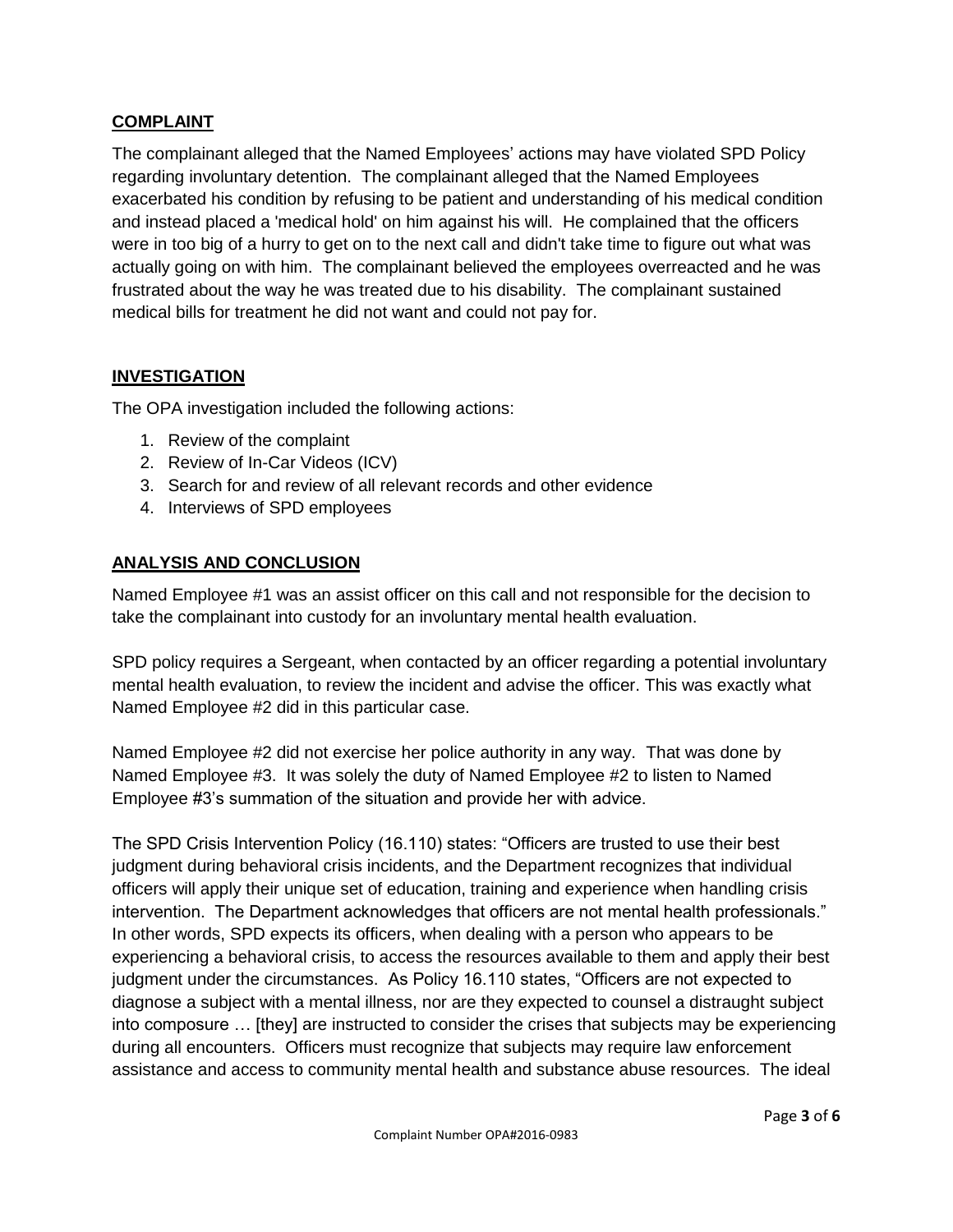## COMPLAINT

The complainant alleged that the Named Employees' actions may have violated SPD Policy regarding involuntary detention. The complainant alleged that the Named Employees exacerbated his condition by refusing to be patient and understanding of his medical condition and instead placed a 'medical hold' on him against his will. He complained that the officers were in too big of a hurry to get on to the next call and didn't take time to figure out what was actually going on with him. The complainant believed the employees overreacted and he was frustrated about the way he was treated due to his disability. The complainant sustained medical bills for treatment he did not want and could not pay for.

## INVESTIGATION

The OPA investigation included the following actions:

1. Review of the complaint
2. Review of In-Car Videos (ICV)
3. Search for and review of all relevant records and other evidence
4. Interviews of SPD employees

## ANALYSIS AND CONCLUSION

Named Employee #1 was an assist officer on this call and not responsible for the decision to take the complainant into custody for an involuntary mental health evaluation.

SPD policy requires a Sergeant, when contacted by an officer regarding a potential involuntary mental health evaluation, to review the incident and advise the officer. This was exactly what Named Employee #2 did in this particular case.

Named Employee #2 did not exercise her police authority in any way. That was done by Named Employee #3. It was solely the duty of Named Employee #2 to listen to Named Employee #3's summation of the situation and provide her with advice.

The SPD Crisis Intervention Policy (16.110) states: "Officers are trusted to use their best judgment during behavioral crisis incidents, and the Department recognizes that individual officers will apply their unique set of education, training and experience when handling crisis intervention. The Department acknowledges that officers are not mental health professionals." In other words, SPD expects its officers, when dealing with a person who appears to be experiencing a behavioral crisis, to access the resources available to them and apply their best judgment under the circumstances. As Policy 16.110 states, "Officers are not expected to diagnose a subject with a mental illness, nor are they expected to counsel a distraught subject into composure … [they] are instructed to consider the crises that subjects may be experiencing during all encounters. Officers must recognize that subjects may require law enforcement assistance and access to community mental health and substance abuse resources. The ideal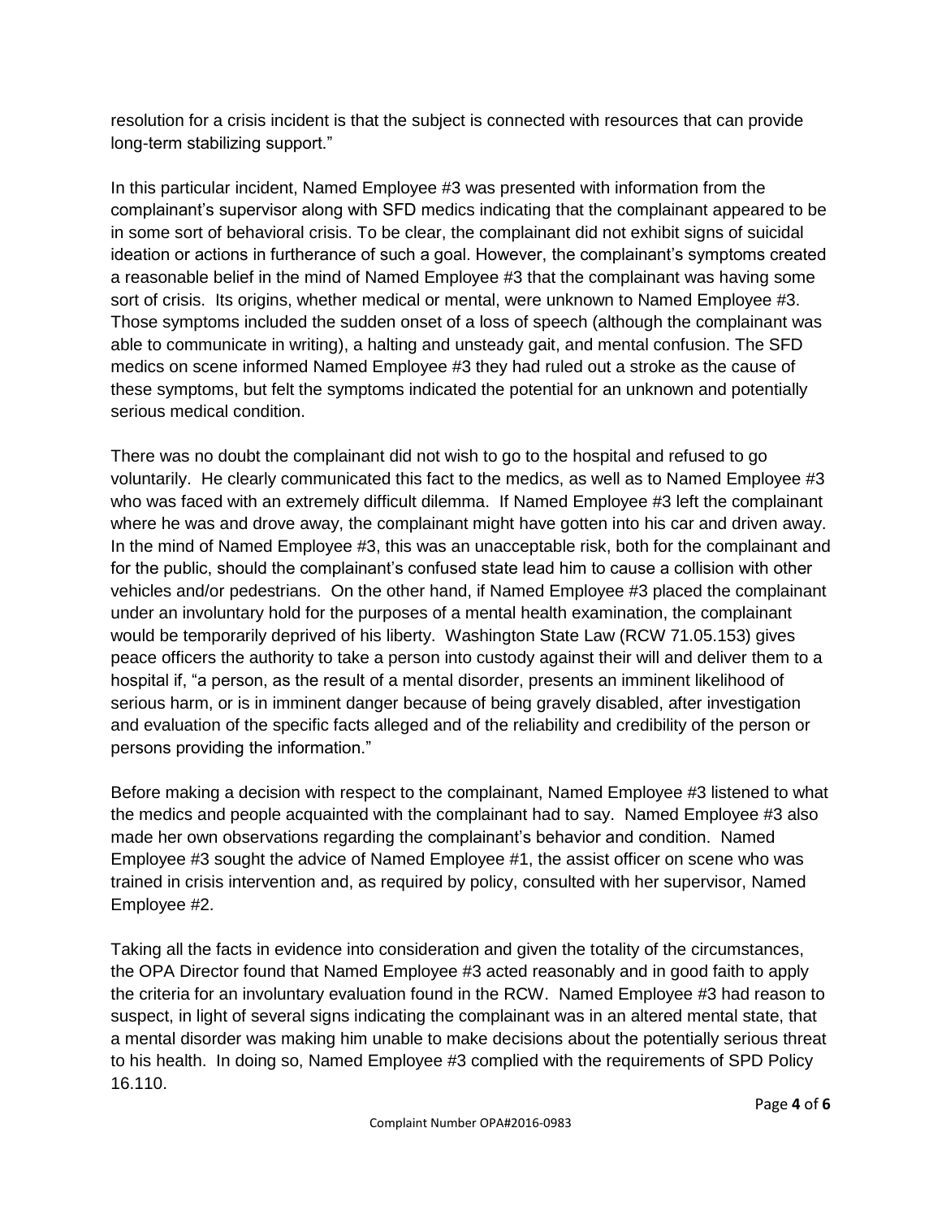resolution for a crisis incident is that the subject is connected with resources that can provide long-term stabilizing support."

In this particular incident, Named Employee #3 was presented with information from the complainant's supervisor along with SFD medics indicating that the complainant appeared to be in some sort of behavioral crisis. To be clear, the complainant did not exhibit signs of suicidal ideation or actions in furtherance of such a goal. However, the complainant's symptoms created a reasonable belief in the mind of Named Employee #3 that the complainant was having some sort of crisis. Its origins, whether medical or mental, were unknown to Named Employee #3. Those symptoms included the sudden onset of a loss of speech (although the complainant was able to communicate in writing), a halting and unsteady gait, and mental confusion. The SFD medics on scene informed Named Employee #3 they had ruled out a stroke as the cause of these symptoms, but felt the symptoms indicated the potential for an unknown and potentially serious medical condition.

There was no doubt the complainant did not wish to go to the hospital and refused to go voluntarily. He clearly communicated this fact to the medics, as well as to Named Employee #3 who was faced with an extremely difficult dilemma. If Named Employee #3 left the complainant where he was and drove away, the complainant might have gotten into his car and driven away. In the mind of Named Employee #3, this was an unacceptable risk, both for the complainant and for the public, should the complainant's confused state lead him to cause a collision with other vehicles and/or pedestrians. On the other hand, if Named Employee #3 placed the complainant under an involuntary hold for the purposes of a mental health examination, the complainant would be temporarily deprived of his liberty. Washington State Law (RCW 71.05.153) gives peace officers the authority to take a person into custody against their will and deliver them to a hospital if, "a person, as the result of a mental disorder, presents an imminent likelihood of serious harm, or is in imminent danger because of being gravely disabled, after investigation and evaluation of the specific facts alleged and of the reliability and credibility of the person or persons providing the information."

Before making a decision with respect to the complainant, Named Employee #3 listened to what the medics and people acquainted with the complainant had to say. Named Employee #3 also made her own observations regarding the complainant's behavior and condition. Named Employee #3 sought the advice of Named Employee #1, the assist officer on scene who was trained in crisis intervention and, as required by policy, consulted with her supervisor, Named Employee #2.

Taking all the facts in evidence into consideration and given the totality of the circumstances, the OPA Director found that Named Employee #3 acted reasonably and in good faith to apply the criteria for an involuntary evaluation found in the RCW. Named Employee #3 had reason to suspect, in light of several signs indicating the complainant was in an altered mental state, that a mental disorder was making him unable to make decisions about the potentially serious threat to his health. In doing so, Named Employee #3 complied with the requirements of SPD Policy 16.110.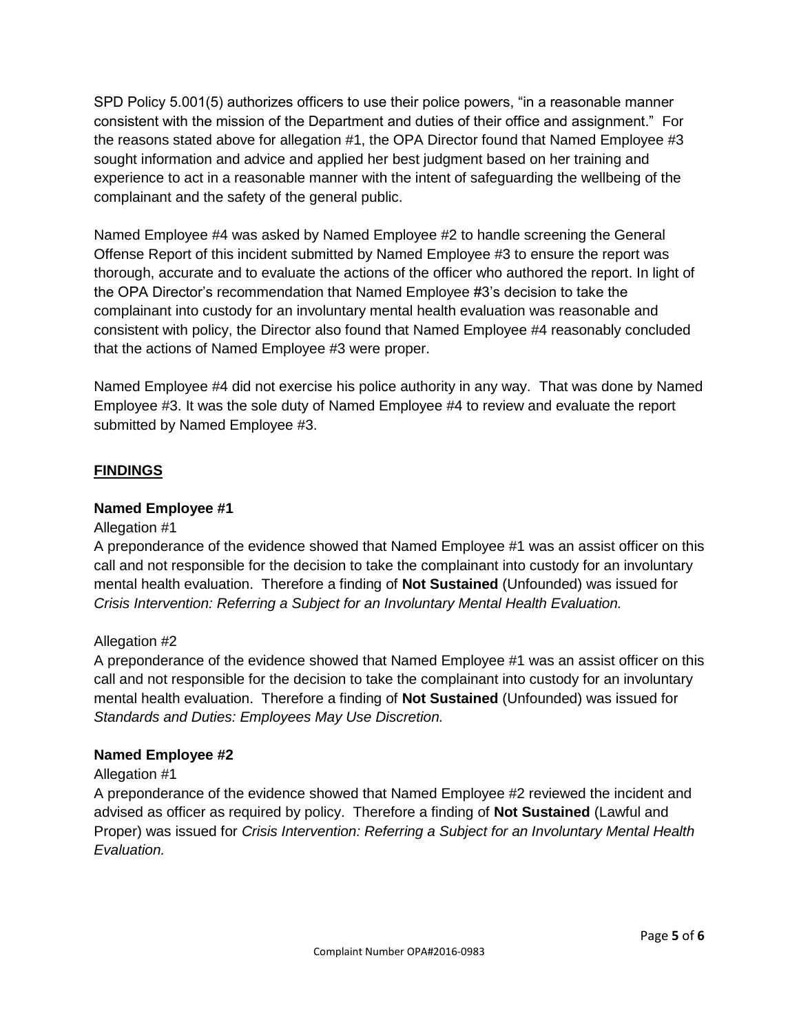SPD Policy 5.001(5) authorizes officers to use their police powers, "in a reasonable manner consistent with the mission of the Department and duties of their office and assignment." For the reasons stated above for allegation #1, the OPA Director found that Named Employee #3 sought information and advice and applied her best judgment based on her training and experience to act in a reasonable manner with the intent of safeguarding the wellbeing of the complainant and the safety of the general public.

Named Employee #4 was asked by Named Employee #2 to handle screening the General Offense Report of this incident submitted by Named Employee #3 to ensure the report was thorough, accurate and to evaluate the actions of the officer who authored the report. In light of the OPA Director's recommendation that Named Employee #3's decision to take the complainant into custody for an involuntary mental health evaluation was reasonable and consistent with policy, the Director also found that Named Employee #4 reasonably concluded that the actions of Named Employee #3 were proper.

Named Employee #4 did not exercise his police authority in any way. That was done by Named Employee #3. It was the sole duty of Named Employee #4 to review and evaluate the report submitted by Named Employee #3.

## FINDINGS

### Named Employee #1

Allegation #1

A preponderance of the evidence showed that Named Employee #1 was an assist officer on this call and not responsible for the decision to take the complainant into custody for an involuntary mental health evaluation. Therefore a finding of **Not Sustained** (Unfounded) was issued for *Crisis Intervention: Referring a Subject for an Involuntary Mental Health Evaluation.*

Allegation #2

A preponderance of the evidence showed that Named Employee #1 was an assist officer on this call and not responsible for the decision to take the complainant into custody for an involuntary mental health evaluation. Therefore a finding of **Not Sustained** (Unfounded) was issued for *Standards and Duties: Employees May Use Discretion.*

### Named Employee #2

Allegation #1

A preponderance of the evidence showed that Named Employee #2 reviewed the incident and advised as officer as required by policy. Therefore a finding of **Not Sustained** (Lawful and Proper) was issued for *Crisis Intervention: Referring a Subject for an Involuntary Mental Health Evaluation.*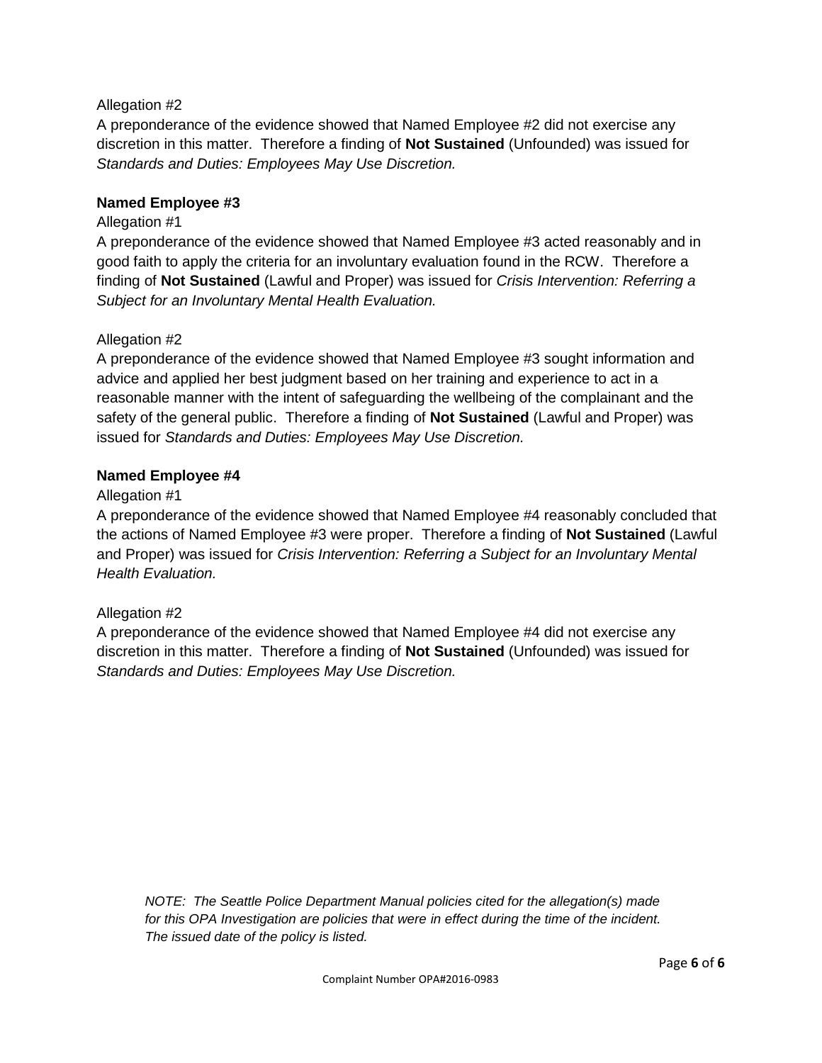Allegation #2

A preponderance of the evidence showed that Named Employee #2 did not exercise any discretion in this matter. Therefore a finding of **Not Sustained** (Unfounded) was issued for *Standards and Duties: Employees May Use Discretion.*

**Named Employee #3**

Allegation #1

A preponderance of the evidence showed that Named Employee #3 acted reasonably and in good faith to apply the criteria for an involuntary evaluation found in the RCW. Therefore a finding of **Not Sustained** (Lawful and Proper) was issued for *Crisis Intervention: Referring a Subject for an Involuntary Mental Health Evaluation.*

Allegation #2

A preponderance of the evidence showed that Named Employee #3 sought information and advice and applied her best judgment based on her training and experience to act in a reasonable manner with the intent of safeguarding the wellbeing of the complainant and the safety of the general public. Therefore a finding of **Not Sustained** (Lawful and Proper) was issued for *Standards and Duties: Employees May Use Discretion.*

**Named Employee #4**

Allegation #1

A preponderance of the evidence showed that Named Employee #4 reasonably concluded that the actions of Named Employee #3 were proper. Therefore a finding of **Not Sustained** (Lawful and Proper) was issued for *Crisis Intervention: Referring a Subject for an Involuntary Mental Health Evaluation.*

Allegation #2

A preponderance of the evidence showed that Named Employee #4 did not exercise any discretion in this matter. Therefore a finding of **Not Sustained** (Unfounded) was issued for *Standards and Duties: Employees May Use Discretion.*

*NOTE: The Seattle Police Department Manual policies cited for the allegation(s) made for this OPA Investigation are policies that were in effect during the time of the incident. The issued date of the policy is listed.*

Complaint Number OPA#2016-0983